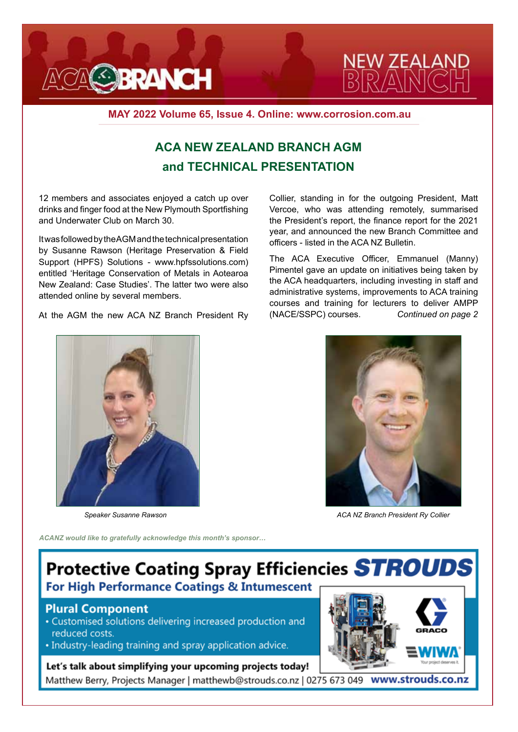# ACA BRANCH — NEW ZEALAND BRANCH

**MAY 2022 Volume 65, Issue 4. Online: www.corrosion.com.au**

## ACA NEW ZEALAND BRANCH AGM and TECHNICAL PRESENTATION

12 members and associates enjoyed a catch up over drinks and finger food at the New Plymouth Sportfishing and Underwater Club on March 30.

It was followed by the AGM and the technical presentation by Susanne Rawson (Heritage Preservation & Field Support (HPFS) Solutions - www.hpfssolutions.com) entitled 'Heritage Conservation of Metals in Aotearoa New Zealand: Case Studies'. The latter two were also attended online by several members.

At the AGM the new ACA NZ Branch President Ry Collier, standing in for the outgoing President, Matt Vercoe, who was attending remotely, summarised the President's report, the finance report for the 2021 year, and announced the new Branch Committee and officers - listed in the ACA NZ Bulletin.

The ACA Executive Officer, Emmanuel (Manny) Pimentel gave an update on initiatives being taken by the ACA headquarters, including investing in staff and administrative systems, improvements to ACA training courses and training for lecturers to deliver AMPP (NACE/SSPC) courses. *Continued on page 2*

*Speaker Susanne Rawson*

*ACA NZ Branch President Ry Collier*

*ACANZ would like to gratefully acknowledge this month's sponsor…*

**Protective Coating Spray Efficiencies STROUDS**

**For High Performance Coatings & Intumescent**

**Plural Component**

- Customised solutions delivering increased production and reduced costs.
- Industry-leading training and spray application advice.

GRACO

WIWA — Your project deserves it.

**Let's talk about simplifying your upcoming projects today!**

Matthew Berry, Projects Manager | matthewb@strouds.co.nz | 0275 673 049 **www.strouds.co.nz**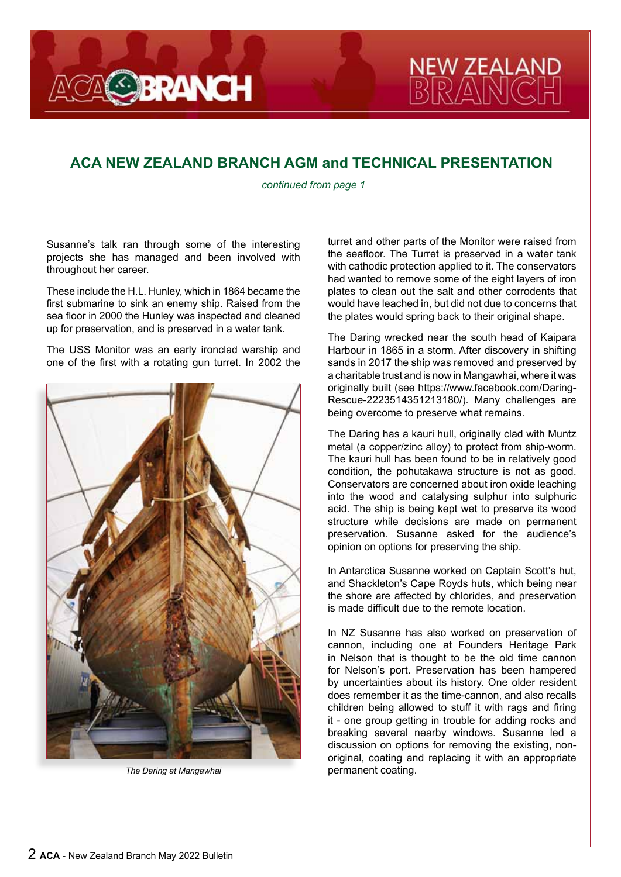## ACA NEW ZEALAND BRANCH AGM and TECHNICAL PRESENTATION

*continued from page 1*

Susanne's talk ran through some of the interesting projects she has managed and been involved with throughout her career.

These include the H.L. Hunley, which in 1864 became the first submarine to sink an enemy ship. Raised from the sea floor in 2000 the Hunley was inspected and cleaned up for preservation, and is preserved in a water tank.

The USS Monitor was an early ironclad warship and one of the first with a rotating gun turret. In 2002 the turret and other parts of the Monitor were raised from the seafloor. The Turret is preserved in a water tank with cathodic protection applied to it. The conservators had wanted to remove some of the eight layers of iron plates to clean out the salt and other corrodents that would have leached in, but did not due to concerns that the plates would spring back to their original shape.

*The Daring at Mangawhai*

The Daring wrecked near the south head of Kaipara Harbour in 1865 in a storm. After discovery in shifting sands in 2017 the ship was removed and preserved by a charitable trust and is now in Mangawhai, where it was originally built (see https://www.facebook.com/Daring-Rescue-2223514351213180/). Many challenges are being overcome to preserve what remains.

The Daring has a kauri hull, originally clad with Muntz metal (a copper/zinc alloy) to protect from ship-worm. The kauri hull has been found to be in relatively good condition, the pohutakawa structure is not as good. Conservators are concerned about iron oxide leaching into the wood and catalysing sulphur into sulphuric acid. The ship is being kept wet to preserve its wood structure while decisions are made on permanent preservation. Susanne asked for the audience's opinion on options for preserving the ship.

In Antarctica Susanne worked on Captain Scott's hut, and Shackleton's Cape Royds huts, which being near the shore are affected by chlorides, and preservation is made difficult due to the remote location.

In NZ Susanne has also worked on preservation of cannon, including one at Founders Heritage Park in Nelson that is thought to be the old time cannon for Nelson's port. Preservation has been hampered by uncertainties about its history. One older resident does remember it as the time-cannon, and also recalls children being allowed to stuff it with rags and firing it - one group getting in trouble for adding rocks and breaking several nearby windows. Susanne led a discussion on options for removing the existing, non-original, coating and replacing it with an appropriate permanent coating.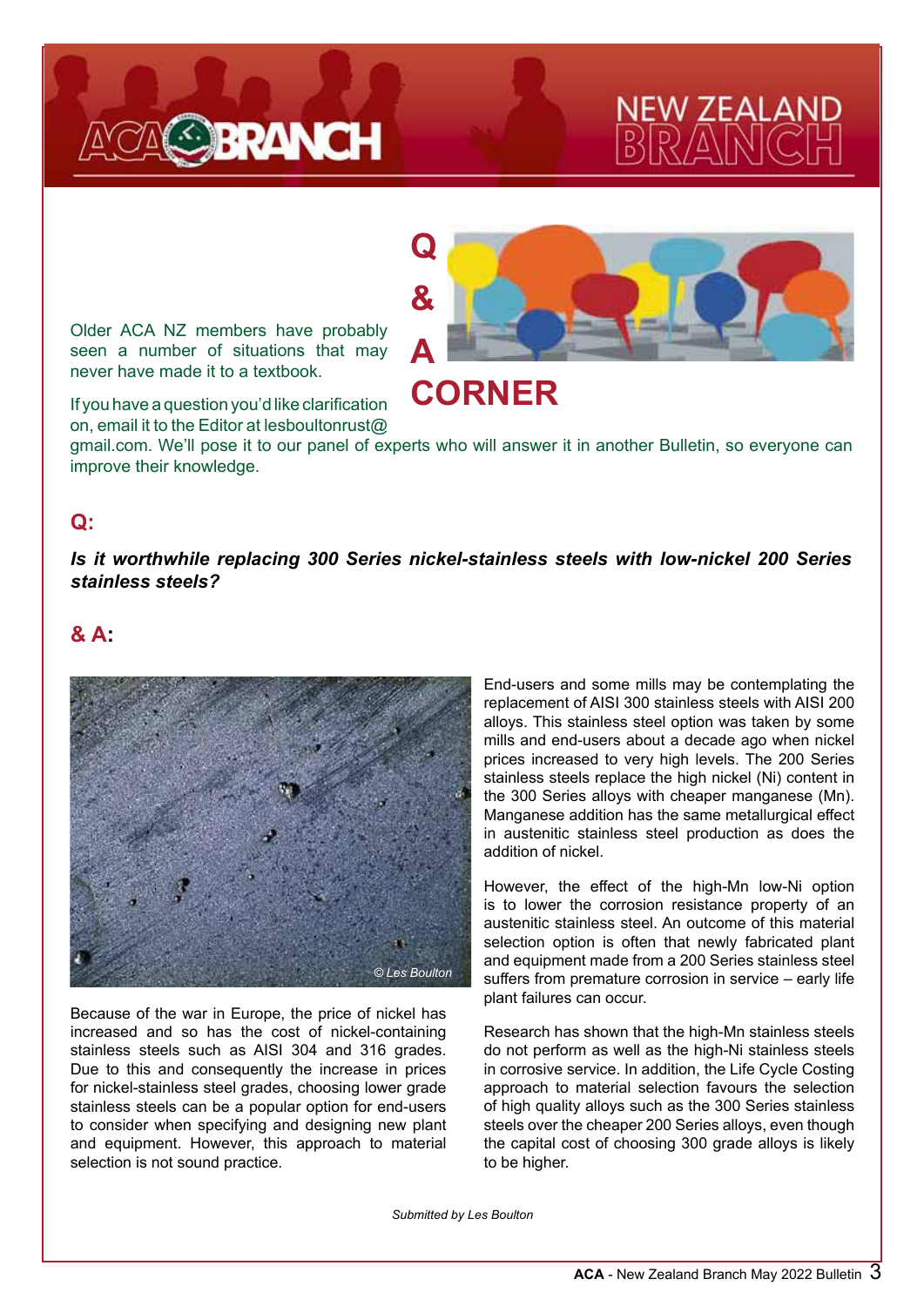# Q & A CORNER

Older ACA NZ members have probably seen a number of situations that may never have made it to a textbook.

If you have a question you'd like clarification on, email it to the Editor at lesboultonrust@gmail.com. We'll pose it to our panel of experts who will answer it in another Bulletin, so everyone can improve their knowledge.

## Q:

***Is it worthwhile replacing 300 Series nickel-stainless steels with low-nickel 200 Series stainless steels?***

## & A:

© Les Boulton

Because of the war in Europe, the price of nickel has increased and so has the cost of nickel-containing stainless steels such as AISI 304 and 316 grades. Due to this and consequently the increase in prices for nickel-stainless steel grades, choosing lower grade stainless steels can be a popular option for end-users to consider when specifying and designing new plant and equipment. However, this approach to material selection is not sound practice.

End-users and some mills may be contemplating the replacement of AISI 300 stainless steels with AISI 200 alloys. This stainless steel option was taken by some mills and end-users about a decade ago when nickel prices increased to very high levels. The 200 Series stainless steels replace the high nickel (Ni) content in the 300 Series alloys with cheaper manganese (Mn). Manganese addition has the same metallurgical effect in austenitic stainless steel production as does the addition of nickel.

However, the effect of the high-Mn low-Ni option is to lower the corrosion resistance property of an austenitic stainless steel. An outcome of this material selection option is often that newly fabricated plant and equipment made from a 200 Series stainless steel suffers from premature corrosion in service – early life plant failures can occur.

Research has shown that the high-Mn stainless steels do not perform as well as the high-Ni stainless steels in corrosive service. In addition, the Life Cycle Costing approach to material selection favours the selection of high quality alloys such as the 300 Series stainless steels over the cheaper 200 Series alloys, even though the capital cost of choosing 300 grade alloys is likely to be higher.

*Submitted by Les Boulton*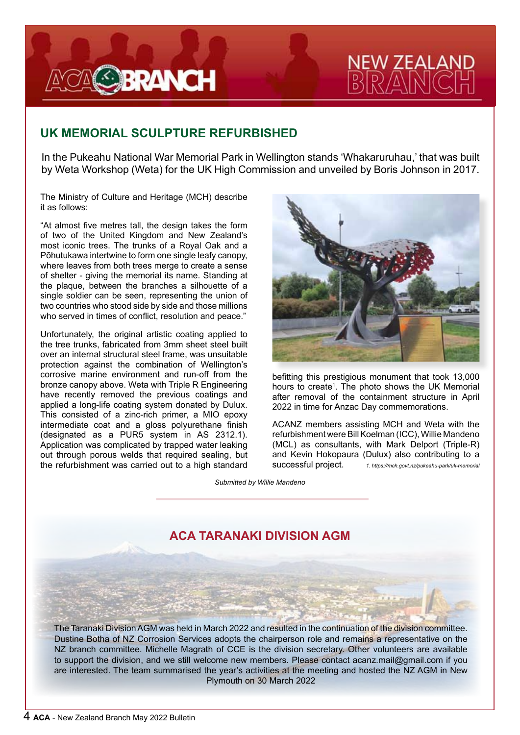## UK MEMORIAL SCULPTURE REFURBISHED

In the Pukeahu National War Memorial Park in Wellington stands 'Whakaruruhau,' that was built by Weta Workshop (Weta) for the UK High Commission and unveiled by Boris Johnson in 2017.

The Ministry of Culture and Heritage (MCH) describe it as follows:

"At almost five metres tall, the design takes the form of two of the United Kingdom and New Zealand's most iconic trees. The trunks of a Royal Oak and a Pōhutukawa intertwine to form one single leafy canopy, where leaves from both trees merge to create a sense of shelter - giving the memorial its name. Standing at the plaque, between the branches a silhouette of a single soldier can be seen, representing the union of two countries who stood side by side and those millions who served in times of conflict, resolution and peace."

Unfortunately, the original artistic coating applied to the tree trunks, fabricated from 3mm sheet steel built over an internal structural steel frame, was unsuitable protection against the combination of Wellington's corrosive marine environment and run-off from the bronze canopy above. Weta with Triple R Engineering have recently removed the previous coatings and applied a long-life coating system donated by Dulux. This consisted of a zinc-rich primer, a MIO epoxy intermediate coat and a gloss polyurethane finish (designated as a PUR5 system in AS 2312.1). Application was complicated by trapped water leaking out through porous welds that required sealing, but the refurbishment was carried out to a high standard befitting this prestigious monument that took 13,000 hours to create[1]. The photo shows the UK Memorial after removal of the containment structure in April 2022 in time for Anzac Day commemorations.

ACANZ members assisting MCH and Weta with the refurbishment were Bill Koelman (ICC), Willie Mandeno (MCL) as consultants, with Mark Delport (Triple-R) and Kevin Hokopaura (Dulux) also contributing to a successful project.

*1. https://mch.govt.nz/pukeahu-park/uk-memorial*

*Submitted by Willie Mandeno*

## ACA TARANAKI DIVISION AGM

The Taranaki Division AGM was held in March 2022 and resulted in the continuation of the division committee. Dustine Botha of NZ Corrosion Services adopts the chairperson role and remains a representative on the NZ branch committee. Michelle Magrath of CCE is the division secretary. Other volunteers are available to support the division, and we still welcome new members. Please contact acanz.mail@gmail.com if you are interested. The team summarised the year's activities at the meeting and hosted the NZ AGM in New Plymouth on 30 March 2022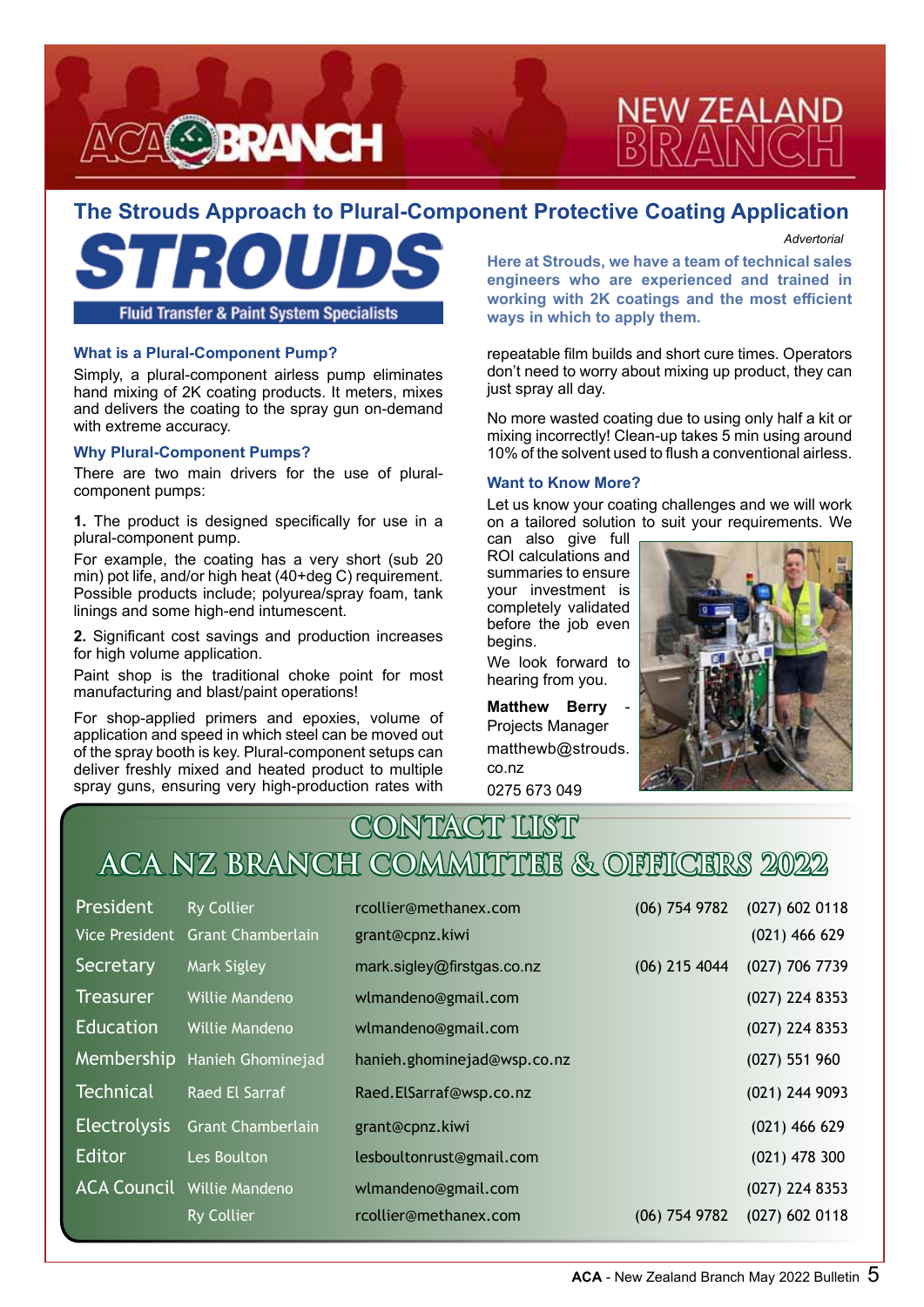# The Strouds Approach to Plural-Component Protective Coating Application

**STROUDS**

Fluid Transfer & Paint System Specialists

*Advertorial*

**Here at Strouds, we have a team of technical sales engineers who are experienced and trained in working with 2K coatings and the most efficient ways in which to apply them.**

### What is a Plural-Component Pump?

Simply, a plural-component airless pump eliminates hand mixing of 2K coating products. It meters, mixes and delivers the coating to the spray gun on-demand with extreme accuracy.

### Why Plural-Component Pumps?

There are two main drivers for the use of plural-component pumps:

**1.** The product is designed specifically for use in a plural-component pump.

For example, the coating has a very short (sub 20 min) pot life, and/or high heat (40+deg C) requirement. Possible products include; polyurea/spray foam, tank linings and some high-end intumescent.

**2.** Significant cost savings and production increases for high volume application.

Paint shop is the traditional choke point for most manufacturing and blast/paint operations!

For shop-applied primers and epoxies, volume of application and speed in which steel can be moved out of the spray booth is key. Plural-component setups can deliver freshly mixed and heated product to multiple spray guns, ensuring very high-production rates with repeatable film builds and short cure times. Operators don't need to worry about mixing up product, they can just spray all day.

No more wasted coating due to using only half a kit or mixing incorrectly! Clean-up takes 5 min using around 10% of the solvent used to flush a conventional airless.

### Want to Know More?

Let us know your coating challenges and we will work on a tailored solution to suit your requirements. We can also give full ROI calculations and summaries to ensure your investment is completely validated before the job even begins.

We look forward to hearing from you.

**Matthew Berry** - Projects Manager
matthewb@strouds.co.nz
0275 673 049

## CONTACT LIST
## ACA NZ BRANCH COMMITTEE & OFFICERS 2022

| | | | | |
|---|---|---|---|---|
| President | Ry Collier | rcollier@methanex.com | (06) 754 9782 | (027) 602 0118 |
| Vice President | Grant Chamberlain | grant@cpnz.kiwi | | (021) 466 629 |
| Secretary | Mark Sigley | mark.sigley@firstgas.co.nz | (06) 215 4044 | (027) 706 7739 |
| Treasurer | Willie Mandeno | wlmandeno@gmail.com | | (027) 224 8353 |
| Education | Willie Mandeno | wlmandeno@gmail.com | | (027) 224 8353 |
| Membership | Hanieh Ghominejad | hanieh.ghominejad@wsp.co.nz | | (027) 551 960 |
| Technical | Raed El Sarraf | Raed.ElSarraf@wsp.co.nz | | (021) 244 9093 |
| Electrolysis | Grant Chamberlain | grant@cpnz.kiwi | | (021) 466 629 |
| Editor | Les Boulton | lesboultonrust@gmail.com | | (021) 478 300 |
| ACA Council | Willie Mandeno | wlmandeno@gmail.com | | (027) 224 8353 |
| | Ry Collier | rcollier@methanex.com | (06) 754 9782 | (027) 602 0118 |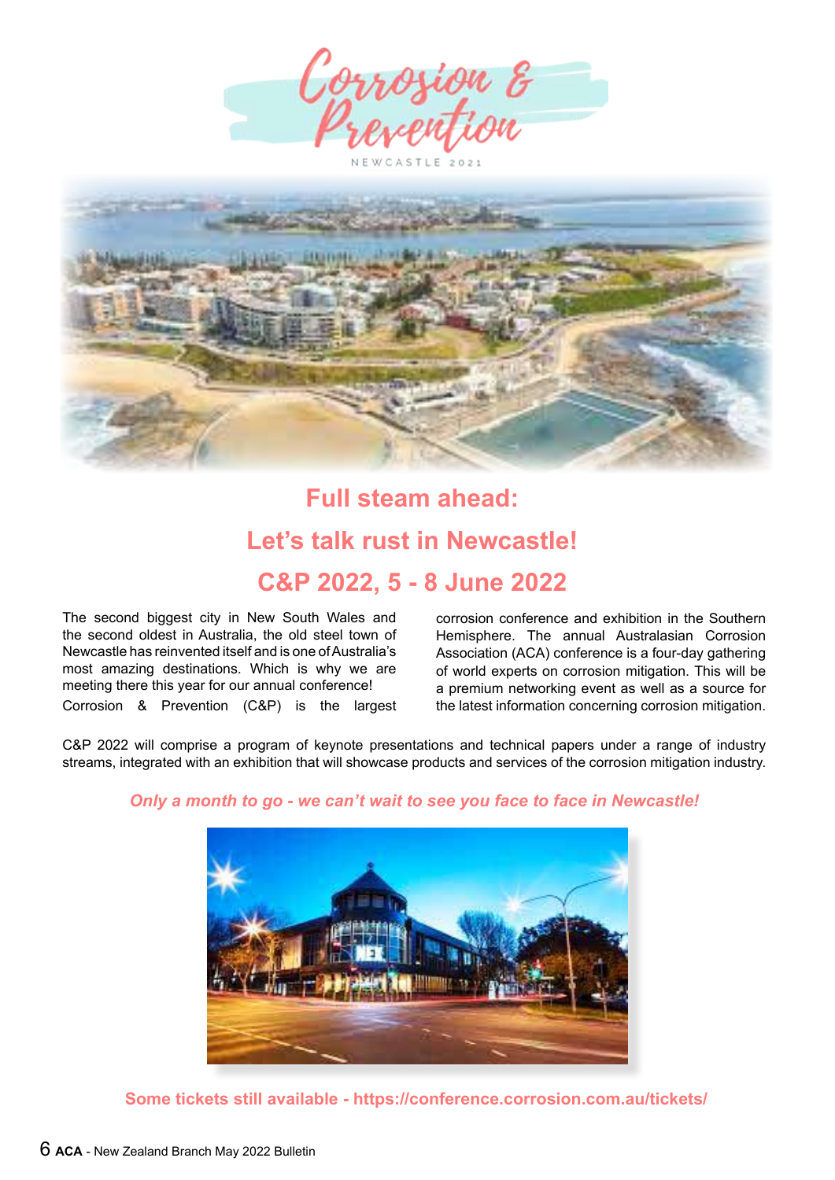Corrosion & Prevention

NEWCASTLE 2021

## Full steam ahead:

## Let's talk rust in Newcastle!

## C&P 2022, 5 - 8 June 2022

The second biggest city in New South Wales and the second oldest in Australia, the old steel town of Newcastle has reinvented itself and is one of Australia's most amazing destinations. Which is why we are meeting there this year for our annual conference!

Corrosion & Prevention (C&P) is the largest corrosion conference and exhibition in the Southern Hemisphere. The annual Australasian Corrosion Association (ACA) conference is a four-day gathering of world experts on corrosion mitigation. This will be a premium networking event as well as a source for the latest information concerning corrosion mitigation.

C&P 2022 will comprise a program of keynote presentations and technical papers under a range of industry streams, integrated with an exhibition that will showcase products and services of the corrosion mitigation industry.

***Only a month to go - we can't wait to see you face to face in Newcastle!***

**Some tickets still available - https://conference.corrosion.com.au/tickets/**